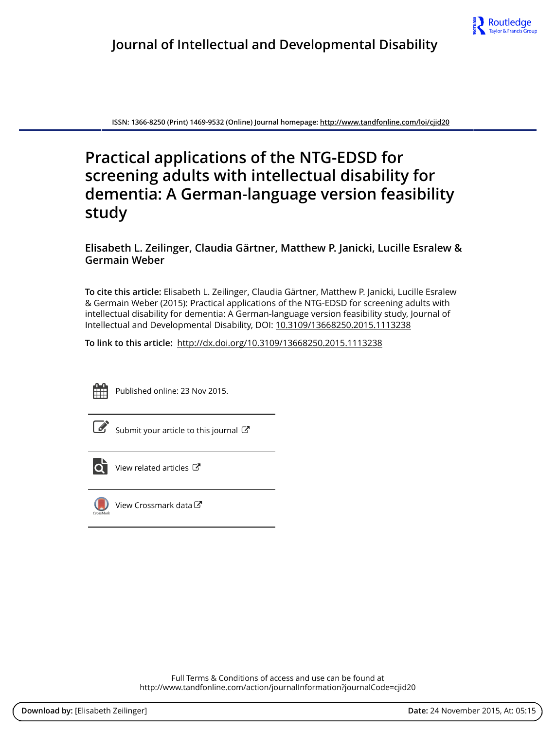Journal of Intellectual and Developmental Disability

ISSN: 1366-8250 (Print) 1469-9532 (Online) Journal homepage: http://www.tandfonline.com/loi/cjid20

# Practical applications of the NTG-EDSD for screening adults with intellectual disability for dementia: A German-language version feasibility study

**Elisabeth L. Zeilinger, Claudia Gärtner, Matthew P. Janicki, Lucille Esralew & Germain Weber**

**To cite this article:** Elisabeth L. Zeilinger, Claudia Gärtner, Matthew P. Janicki, Lucille Esralew & Germain Weber (2015): Practical applications of the NTG-EDSD for screening adults with intellectual disability for dementia: A German-language version feasibility study, Journal of Intellectual and Developmental Disability, DOI: 10.3109/13668250.2015.1113238

**To link to this article:** http://dx.doi.org/10.3109/13668250.2015.1113238

Published online: 23 Nov 2015.

Submit your article to this journal

View related articles

View Crossmark data

Full Terms & Conditions of access and use can be found at
http://www.tandfonline.com/action/journalInformation?journalCode=cjid20

**Download by:** [Elisabeth Zeilinger] **Date:** 24 November 2015, At: 05:15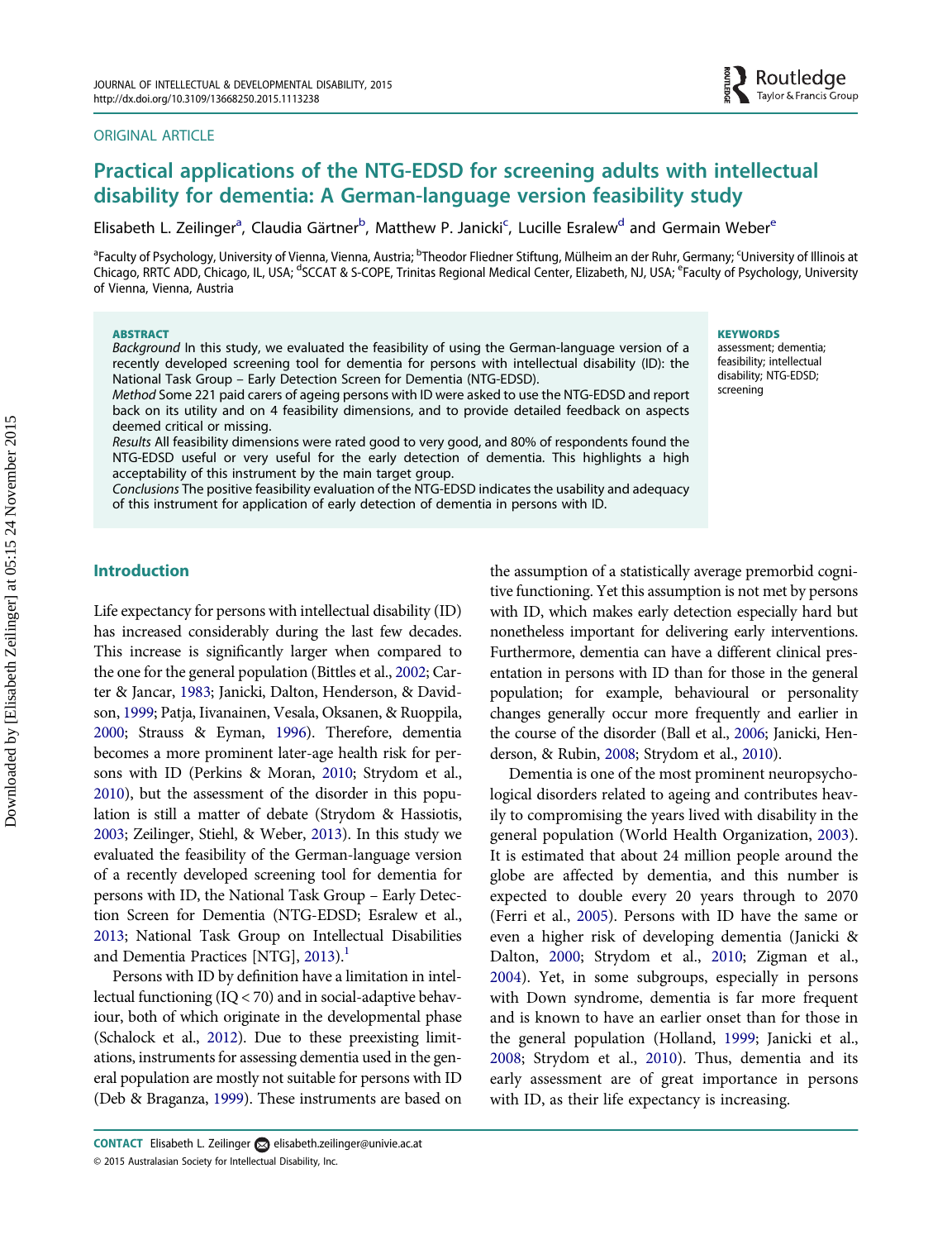ORIGINAL ARTICLE

# Practical applications of the NTG-EDSD for screening adults with intellectual disability for dementia: A German-language version feasibility study

Elisabeth L. Zeilinger[a], Claudia Gärtner[b], Matthew P. Janicki[c], Lucille Esralew[d] and Germain Weber[e]

[a]Faculty of Psychology, University of Vienna, Vienna, Austria; [b]Theodor Fliedner Stiftung, Mülheim an der Ruhr, Germany; [c]University of Illinois at Chicago, RRTC ADD, Chicago, IL, USA; [d]SCCAT & S-COPE, Trinitas Regional Medical Center, Elizabeth, NJ, USA; [e]Faculty of Psychology, University of Vienna, Vienna, Austria

**ABSTRACT**

*Background* In this study, we evaluated the feasibility of using the German-language version of a recently developed screening tool for dementia for persons with intellectual disability (ID): the National Task Group – Early Detection Screen for Dementia (NTG-EDSD).

*Method* Some 221 paid carers of ageing persons with ID were asked to use the NTG-EDSD and report back on its utility and on 4 feasibility dimensions, and to provide detailed feedback on aspects deemed critical or missing.

*Results* All feasibility dimensions were rated good to very good, and 80% of respondents found the NTG-EDSD useful or very useful for the early detection of dementia. This highlights a high acceptability of this instrument by the main target group.

*Conclusions* The positive feasibility evaluation of the NTG-EDSD indicates the usability and adequacy of this instrument for application of early detection of dementia in persons with ID.

**KEYWORDS**

assessment; dementia; feasibility; intellectual disability; NTG-EDSD; screening

## Introduction

Life expectancy for persons with intellectual disability (ID) has increased considerably during the last few decades. This increase is significantly larger when compared to the one for the general population (Bittles et al., 2002; Carter & Jancar, 1983; Janicki, Dalton, Henderson, & Davidson, 1999; Patja, Iivanainen, Vesala, Oksanen, & Ruoppila, 2000; Strauss & Eyman, 1996). Therefore, dementia becomes a more prominent later-age health risk for persons with ID (Perkins & Moran, 2010; Strydom et al., 2010), but the assessment of the disorder in this population is still a matter of debate (Strydom & Hassiotis, 2003; Zeilinger, Stiehl, & Weber, 2013). In this study we evaluated the feasibility of the German-language version of a recently developed screening tool for dementia for persons with ID, the National Task Group – Early Detection Screen for Dementia (NTG-EDSD; Esralew et al., 2013; National Task Group on Intellectual Disabilities and Dementia Practices [NTG], 2013).[1]

Persons with ID by definition have a limitation in intellectual functioning (IQ < 70) and in social-adaptive behaviour, both of which originate in the developmental phase (Schalock et al., 2012). Due to these preexisting limitations, instruments for assessing dementia used in the general population are mostly not suitable for persons with ID (Deb & Braganza, 1999). These instruments are based on the assumption of a statistically average premorbid cognitive functioning. Yet this assumption is not met by persons with ID, which makes early detection especially hard but nonetheless important for delivering early interventions. Furthermore, dementia can have a different clinical presentation in persons with ID than for those in the general population; for example, behavioural or personality changes generally occur more frequently and earlier in the course of the disorder (Ball et al., 2006; Janicki, Henderson, & Rubin, 2008; Strydom et al., 2010).

Dementia is one of the most prominent neuropsychological disorders related to ageing and contributes heavily to compromising the years lived with disability in the general population (World Health Organization, 2003). It is estimated that about 24 million people around the globe are affected by dementia, and this number is expected to double every 20 years through to 2070 (Ferri et al., 2005). Persons with ID have the same or even a higher risk of developing dementia (Janicki & Dalton, 2000; Strydom et al., 2010; Zigman et al., 2004). Yet, in some subgroups, especially in persons with Down syndrome, dementia is far more frequent and is known to have an earlier onset than for those in the general population (Holland, 1999; Janicki et al., 2008; Strydom et al., 2010). Thus, dementia and its early assessment are of great importance in persons with ID, as their life expectancy is increasing.

**CONTACT** Elisabeth L. Zeilinger elisabeth.zeilinger@univie.ac.at

© 2015 Australasian Society for Intellectual Disability, Inc.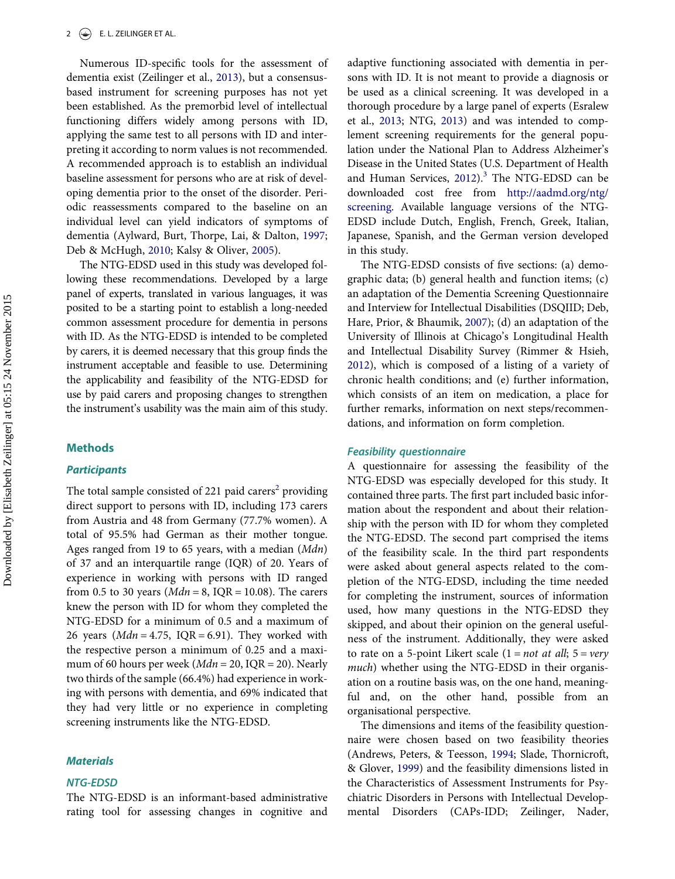Numerous ID-specific tools for the assessment of dementia exist (Zeilinger et al., 2013), but a consensus-based instrument for screening purposes has not yet been established. As the premorbid level of intellectual functioning differs widely among persons with ID, applying the same test to all persons with ID and interpreting it according to norm values is not recommended. A recommended approach is to establish an individual baseline assessment for persons who are at risk of developing dementia prior to the onset of the disorder. Periodic reassessments compared to the baseline on an individual level can yield indicators of symptoms of dementia (Aylward, Burt, Thorpe, Lai, & Dalton, 1997; Deb & McHugh, 2010; Kalsy & Oliver, 2005).

The NTG-EDSD used in this study was developed following these recommendations. Developed by a large panel of experts, translated in various languages, it was posited to be a starting point to establish a long-needed common assessment procedure for dementia in persons with ID. As the NTG-EDSD is intended to be completed by carers, it is deemed necessary that this group finds the instrument acceptable and feasible to use. Determining the applicability and feasibility of the NTG-EDSD for use by paid carers and proposing changes to strengthen the instrument's usability was the main aim of this study.

## Methods

### Participants

The total sample consisted of 221 paid carers[2] providing direct support to persons with ID, including 173 carers from Austria and 48 from Germany (77.7% women). A total of 95.5% had German as their mother tongue. Ages ranged from 19 to 65 years, with a median (*Mdn*) of 37 and an interquartile range (IQR) of 20. Years of experience in working with persons with ID ranged from 0.5 to 30 years (*Mdn* = 8, IQR = 10.08). The carers knew the person with ID for whom they completed the NTG-EDSD for a minimum of 0.5 and a maximum of 26 years (*Mdn* = 4.75, IQR = 6.91). They worked with the respective person a minimum of 0.25 and a maximum of 60 hours per week (*Mdn* = 20, IQR = 20). Nearly two thirds of the sample (66.4%) had experience in working with persons with dementia, and 69% indicated that they had very little or no experience in completing screening instruments like the NTG-EDSD.

### Materials

#### NTG-EDSD

The NTG-EDSD is an informant-based administrative rating tool for assessing changes in cognitive and adaptive functioning associated with dementia in persons with ID. It is not meant to provide a diagnosis or be used as a clinical screening. It was developed in a thorough procedure by a large panel of experts (Esralew et al., 2013; NTG, 2013) and was intended to complement screening requirements for the general population under the National Plan to Address Alzheimer's Disease in the United States (U.S. Department of Health and Human Services, 2012).[3] The NTG-EDSD can be downloaded cost free from http://aadmd.org/ntg/screening. Available language versions of the NTG-EDSD include Dutch, English, French, Greek, Italian, Japanese, Spanish, and the German version developed in this study.

The NTG-EDSD consists of five sections: (a) demographic data; (b) general health and function items; (c) an adaptation of the Dementia Screening Questionnaire and Interview for Intellectual Disabilities (DSQIID; Deb, Hare, Prior, & Bhaumik, 2007); (d) an adaptation of the University of Illinois at Chicago's Longitudinal Health and Intellectual Disability Survey (Rimmer & Hsieh, 2012), which is composed of a listing of a variety of chronic health conditions; and (e) further information, which consists of an item on medication, a place for further remarks, information on next steps/recommendations, and information on form completion.

#### Feasibility questionnaire

A questionnaire for assessing the feasibility of the NTG-EDSD was especially developed for this study. It contained three parts. The first part included basic information about the respondent and about their relationship with the person with ID for whom they completed the NTG-EDSD. The second part comprised the items of the feasibility scale. In the third part respondents were asked about general aspects related to the completion of the NTG-EDSD, including the time needed for completing the instrument, sources of information used, how many questions in the NTG-EDSD they skipped, and about their opinion on the general usefulness of the instrument. Additionally, they were asked to rate on a 5-point Likert scale (1 = *not at all*; 5 = *very much*) whether using the NTG-EDSD in their organisation on a routine basis was, on the one hand, meaningful and, on the other hand, possible from an organisational perspective.

The dimensions and items of the feasibility questionnaire were chosen based on two feasibility theories (Andrews, Peters, & Teesson, 1994; Slade, Thornicroft, & Glover, 1999) and the feasibility dimensions listed in the Characteristics of Assessment Instruments for Psychiatric Disorders in Persons with Intellectual Developmental Disorders (CAPs-IDD; Zeilinger, Nader,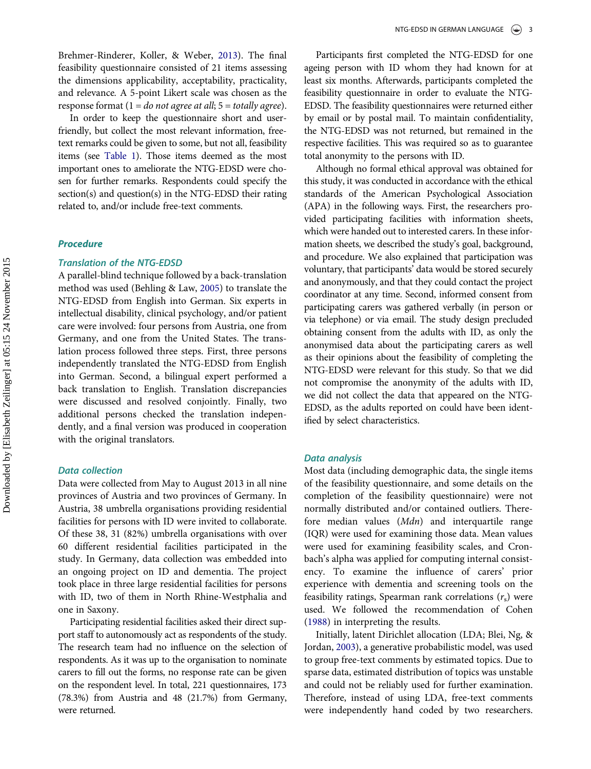Brehmer-Rinderer, Koller, & Weber, 2013). The final feasibility questionnaire consisted of 21 items assessing the dimensions applicability, acceptability, practicality, and relevance. A 5-point Likert scale was chosen as the response format (1 = *do not agree at all*; 5 = *totally agree*).

In order to keep the questionnaire short and user-friendly, but collect the most relevant information, free-text remarks could be given to some, but not all, feasibility items (see Table 1). Those items deemed as the most important ones to ameliorate the NTG-EDSD were chosen for further remarks. Respondents could specify the section(s) and question(s) in the NTG-EDSD their rating related to, and/or include free-text comments.

## Procedure

### Translation of the NTG-EDSD

A parallel-blind technique followed by a back-translation method was used (Behling & Law, 2005) to translate the NTG-EDSD from English into German. Six experts in intellectual disability, clinical psychology, and/or patient care were involved: four persons from Austria, one from Germany, and one from the United States. The translation process followed three steps. First, three persons independently translated the NTG-EDSD from English into German. Second, a bilingual expert performed a back translation to English. Translation discrepancies were discussed and resolved conjointly. Finally, two additional persons checked the translation independently, and a final version was produced in cooperation with the original translators.

### Data collection

Data were collected from May to August 2013 in all nine provinces of Austria and two provinces of Germany. In Austria, 38 umbrella organisations providing residential facilities for persons with ID were invited to collaborate. Of these 38, 31 (82%) umbrella organisations with over 60 different residential facilities participated in the study. In Germany, data collection was embedded into an ongoing project on ID and dementia. The project took place in three large residential facilities for persons with ID, two of them in North Rhine-Westphalia and one in Saxony.

Participating residential facilities asked their direct support staff to autonomously act as respondents of the study. The research team had no influence on the selection of respondents. As it was up to the organisation to nominate carers to fill out the forms, no response rate can be given on the respondent level. In total, 221 questionnaires, 173 (78.3%) from Austria and 48 (21.7%) from Germany, were returned.

Participants first completed the NTG-EDSD for one ageing person with ID whom they had known for at least six months. Afterwards, participants completed the feasibility questionnaire in order to evaluate the NTG-EDSD. The feasibility questionnaires were returned either by email or by postal mail. To maintain confidentiality, the NTG-EDSD was not returned, but remained in the respective facilities. This was required so as to guarantee total anonymity to the persons with ID.

Although no formal ethical approval was obtained for this study, it was conducted in accordance with the ethical standards of the American Psychological Association (APA) in the following ways. First, the researchers provided participating facilities with information sheets, which were handed out to interested carers. In these information sheets, we described the study's goal, background, and procedure. We also explained that participation was voluntary, that participants' data would be stored securely and anonymously, and that they could contact the project coordinator at any time. Second, informed consent from participating carers was gathered verbally (in person or via telephone) or via email. The study design precluded obtaining consent from the adults with ID, as only the anonymised data about the participating carers as well as their opinions about the feasibility of completing the NTG-EDSD were relevant for this study. So that we did not compromise the anonymity of the adults with ID, we did not collect the data that appeared on the NTG-EDSD, as the adults reported on could have been identified by select characteristics.

### Data analysis

Most data (including demographic data, the single items of the feasibility questionnaire, and some details on the completion of the feasibility questionnaire) were not normally distributed and/or contained outliers. Therefore median values (*Mdn*) and interquartile range (IQR) were used for examining those data. Mean values were used for examining feasibility scales, and Cronbach's alpha was applied for computing internal consistency. To examine the influence of carers' prior experience with dementia and screening tools on the feasibility ratings, Spearman rank correlations ($r_s$) were used. We followed the recommendation of Cohen (1988) in interpreting the results.

Initially, latent Dirichlet allocation (LDA; Blei, Ng, & Jordan, 2003), a generative probabilistic model, was used to group free-text comments by estimated topics. Due to sparse data, estimated distribution of topics was unstable and could not be reliably used for further examination. Therefore, instead of using LDA, free-text comments were independently hand coded by two researchers.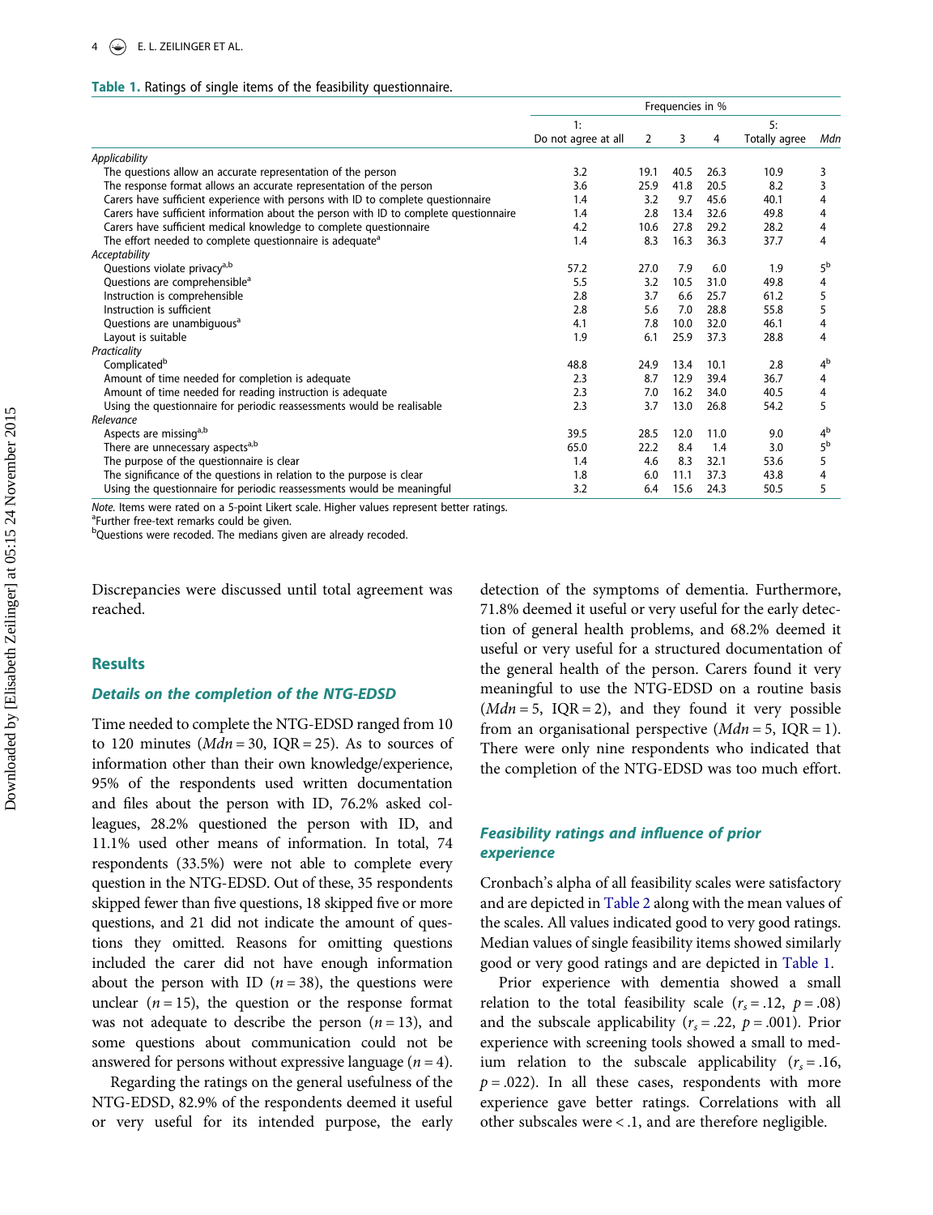**Table 1.** Ratings of single items of the feasibility questionnaire.

| | Frequencies in % | | | | | |
|---|---|---|---|---|---|---|
| | 1: Do not agree at all | 2 | 3 | 4 | 5: Totally agree | *Mdn* |
| *Applicability* | | | | | | |
| The questions allow an accurate representation of the person | 3.2 | 19.1 | 40.5 | 26.3 | 10.9 | 3 |
| The response format allows an accurate representation of the person | 3.6 | 25.9 | 41.8 | 20.5 | 8.2 | 3 |
| Carers have sufficient experience with persons with ID to complete questionnaire | 1.4 | 3.2 | 9.7 | 45.6 | 40.1 | 4 |
| Carers have sufficient information about the person with ID to complete questionnaire | 1.4 | 2.8 | 13.4 | 32.6 | 49.8 | 4 |
| Carers have sufficient medical knowledge to complete questionnaire | 4.2 | 10.6 | 27.8 | 29.2 | 28.2 | 4 |
| The effort needed to complete questionnaire is adequate[a] | 1.4 | 8.3 | 16.3 | 36.3 | 37.7 | 4 |
| *Acceptability* | | | | | | |
| Questions violate privacy[a,b] | 57.2 | 27.0 | 7.9 | 6.0 | 1.9 | 5[b] |
| Questions are comprehensible[a] | 5.5 | 3.2 | 10.5 | 31.0 | 49.8 | 4 |
| Instruction is comprehensible | 2.8 | 3.7 | 6.6 | 25.7 | 61.2 | 5 |
| Instruction is sufficient | 2.8 | 5.6 | 7.0 | 28.8 | 55.8 | 5 |
| Questions are unambiguous[a] | 4.1 | 7.8 | 10.0 | 32.0 | 46.1 | 4 |
| Layout is suitable | 1.9 | 6.1 | 25.9 | 37.3 | 28.8 | 4 |
| *Practicality* | | | | | | |
| Complicated[b] | 48.8 | 24.9 | 13.4 | 10.1 | 2.8 | 4[b] |
| Amount of time needed for completion is adequate | 2.3 | 8.7 | 12.9 | 39.4 | 36.7 | 4 |
| Amount of time needed for reading instruction is adequate | 2.3 | 7.0 | 16.2 | 34.0 | 40.5 | 4 |
| Using the questionnaire for periodic reassessments would be realisable | 2.3 | 3.7 | 13.0 | 26.8 | 54.2 | 5 |
| *Relevance* | | | | | | |
| Aspects are missing[a,b] | 39.5 | 28.5 | 12.0 | 11.0 | 9.0 | 4[b] |
| There are unnecessary aspects[a,b] | 65.0 | 22.2 | 8.4 | 1.4 | 3.0 | 5[b] |
| The purpose of the questionnaire is clear | 1.4 | 4.6 | 8.3 | 32.1 | 53.6 | 5 |
| The significance of the questions in relation to the purpose is clear | 1.8 | 6.0 | 11.1 | 37.3 | 43.8 | 4 |
| Using the questionnaire for periodic reassessments would be meaningful | 3.2 | 6.4 | 15.6 | 24.3 | 50.5 | 5 |

*Note.* Items were rated on a 5-point Likert scale. Higher values represent better ratings.
[a]Further free-text remarks could be given.
[b]Questions were recoded. The medians given are already recoded.

Discrepancies were discussed until total agreement was reached.

## Results

### Details on the completion of the NTG-EDSD

Time needed to complete the NTG-EDSD ranged from 10 to 120 minutes (*Mdn* = 30, IQR = 25). As to sources of information other than their own knowledge/experience, 95% of the respondents used written documentation and files about the person with ID, 76.2% asked colleagues, 28.2% questioned the person with ID, and 11.1% used other means of information. In total, 74 respondents (33.5%) were not able to complete every question in the NTG-EDSD. Out of these, 35 respondents skipped fewer than five questions, 18 skipped five or more questions, and 21 did not indicate the amount of questions they omitted. Reasons for omitting questions included the carer did not have enough information about the person with ID ($n = 38$), the questions were unclear ($n = 15$), the question or the response format was not adequate to describe the person ($n = 13$), and some questions about communication could not be answered for persons without expressive language ($n = 4$).

Regarding the ratings on the general usefulness of the NTG-EDSD, 82.9% of the respondents deemed it useful or very useful for its intended purpose, the early detection of the symptoms of dementia. Furthermore, 71.8% deemed it useful or very useful for the early detection of general health problems, and 68.2% deemed it useful or very useful for a structured documentation of the general health of the person. Carers found it very meaningful to use the NTG-EDSD on a routine basis (*Mdn* = 5, IQR = 2), and they found it very possible from an organisational perspective (*Mdn* = 5, IQR = 1). There were only nine respondents who indicated that the completion of the NTG-EDSD was too much effort.

### Feasibility ratings and influence of prior experience

Cronbach's alpha of all feasibility scales were satisfactory and are depicted in Table 2 along with the mean values of the scales. All values indicated good to very good ratings. Median values of single feasibility items showed similarly good or very good ratings and are depicted in Table 1.

Prior experience with dementia showed a small relation to the total feasibility scale ($r_s = .12$, $p = .08$) and the subscale applicability ($r_s = .22$, $p = .001$). Prior experience with screening tools showed a small to medium relation to the subscale applicability ($r_s = .16$, $p = .022$). In all these cases, respondents with more experience gave better ratings. Correlations with all other subscales were < .1, and are therefore negligible.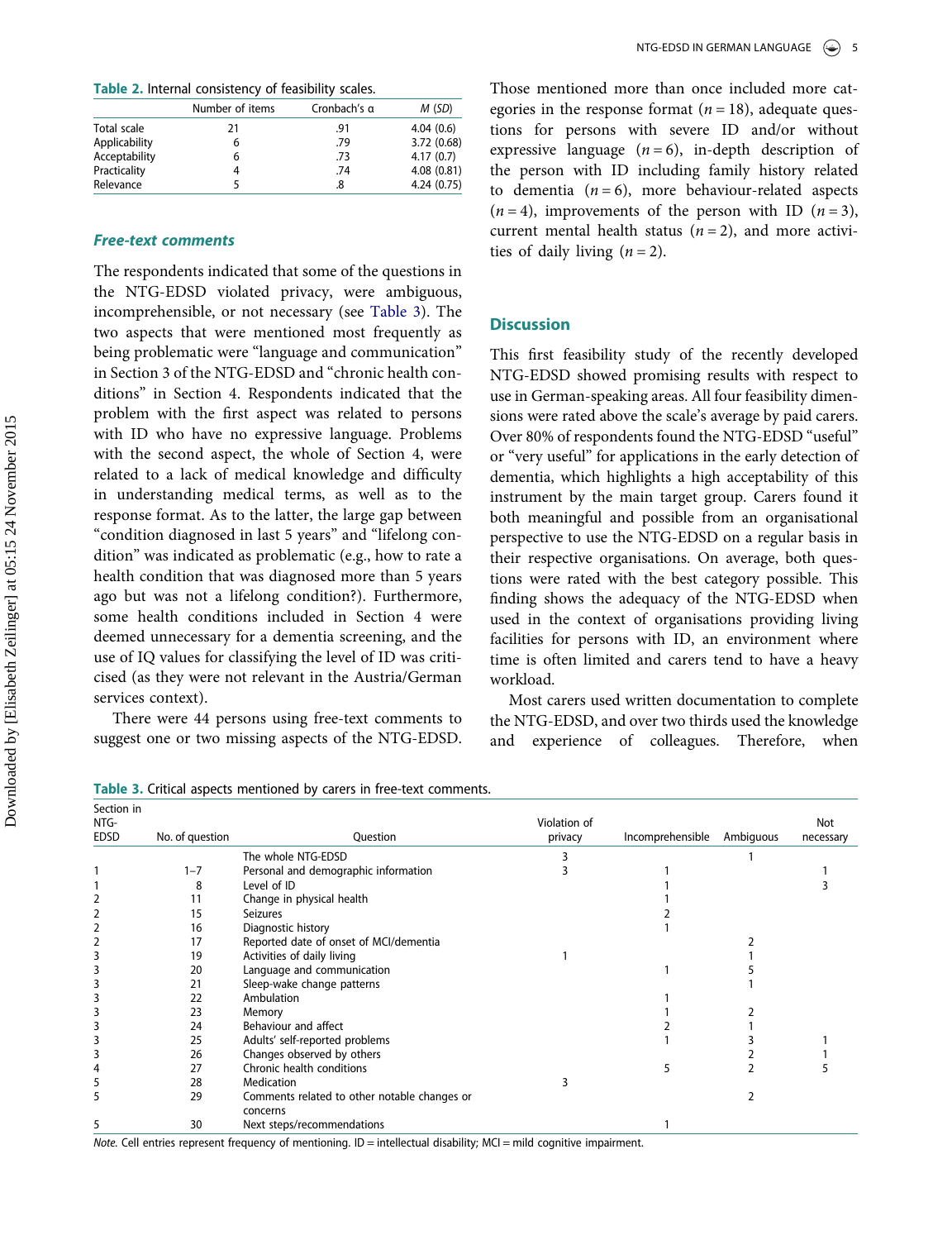Table 2. Internal consistency of feasibility scales.

| | Number of items | Cronbach's α | M (SD) |
|---|---|---|---|
| Total scale | 21 | .91 | 4.04 (0.6) |
| Applicability | 6 | .79 | 3.72 (0.68) |
| Acceptability | 6 | .73 | 4.17 (0.7) |
| Practicality | 4 | .74 | 4.08 (0.81) |
| Relevance | 5 | .8 | 4.24 (0.75) |

### *Free-text comments*

The respondents indicated that some of the questions in the NTG-EDSD violated privacy, were ambiguous, incomprehensible, or not necessary (see Table 3). The two aspects that were mentioned most frequently as being problematic were "language and communication" in Section 3 of the NTG-EDSD and "chronic health conditions" in Section 4. Respondents indicated that the problem with the first aspect was related to persons with ID who have no expressive language. Problems with the second aspect, the whole of Section 4, were related to a lack of medical knowledge and difficulty in understanding medical terms, as well as to the response format. As to the latter, the large gap between "condition diagnosed in last 5 years" and "lifelong condition" was indicated as problematic (e.g., how to rate a health condition that was diagnosed more than 5 years ago but was not a lifelong condition?). Furthermore, some health conditions included in Section 4 were deemed unnecessary for a dementia screening, and the use of IQ values for classifying the level of ID was criticised (as they were not relevant in the Austria/German services context).

There were 44 persons using free-text comments to suggest one or two missing aspects of the NTG-EDSD. Those mentioned more than once included more categories in the response format ($n = 18$), adequate questions for persons with severe ID and/or without expressive language ($n = 6$), in-depth description of the person with ID including family history related to dementia ($n = 6$), more behaviour-related aspects ($n = 4$), improvements of the person with ID ($n = 3$), current mental health status ($n = 2$), and more activities of daily living ($n = 2$).

## Discussion

This first feasibility study of the recently developed NTG-EDSD showed promising results with respect to use in German-speaking areas. All four feasibility dimensions were rated above the scale's average by paid carers. Over 80% of respondents found the NTG-EDSD "useful" or "very useful" for applications in the early detection of dementia, which highlights a high acceptability of this instrument by the main target group. Carers found it both meaningful and possible from an organisational perspective to use the NTG-EDSD on a regular basis in their respective organisations. On average, both questions were rated with the best category possible. This finding shows the adequacy of the NTG-EDSD when used in the context of organisations providing living facilities for persons with ID, an environment where time is often limited and carers tend to have a heavy workload.

Most carers used written documentation to complete the NTG-EDSD, and over two thirds used the knowledge and experience of colleagues. Therefore, when

Table 3. Critical aspects mentioned by carers in free-text comments.

| Section in NTG-EDSD | No. of question | Question | Violation of privacy | Incomprehensible | Ambiguous | Not necessary |
|---|---|---|---|---|---|---|
| | | The whole NTG-EDSD | 3 | | 1 | |
| 1 | 1–7 | Personal and demographic information | 3 | 1 | | 1 |
| 1 | 8 | Level of ID | | 1 | | 3 |
| 2 | 11 | Change in physical health | | 1 | | |
| 2 | 15 | Seizures | | 2 | | |
| 2 | 16 | Diagnostic history | | 1 | | |
| 2 | 17 | Reported date of onset of MCI/dementia | | | 2 | |
| 3 | 19 | Activities of daily living | 1 | | 1 | |
| 3 | 20 | Language and communication | | 1 | 5 | |
| 3 | 21 | Sleep-wake change patterns | | | 1 | |
| 3 | 22 | Ambulation | | 1 | | |
| 3 | 23 | Memory | | 1 | 2 | |
| 3 | 24 | Behaviour and affect | | 2 | 1 | |
| 3 | 25 | Adults' self-reported problems | | 1 | 3 | 1 |
| 3 | 26 | Changes observed by others | | | 2 | 1 |
| 4 | 27 | Chronic health conditions | | 5 | 2 | 5 |
| 5 | 28 | Medication | 3 | | | |
| 5 | 29 | Comments related to other notable changes or concerns | | | 2 | |
| 5 | 30 | Next steps/recommendations | | 1 | | |

*Note.* Cell entries represent frequency of mentioning. ID = intellectual disability; MCI = mild cognitive impairment.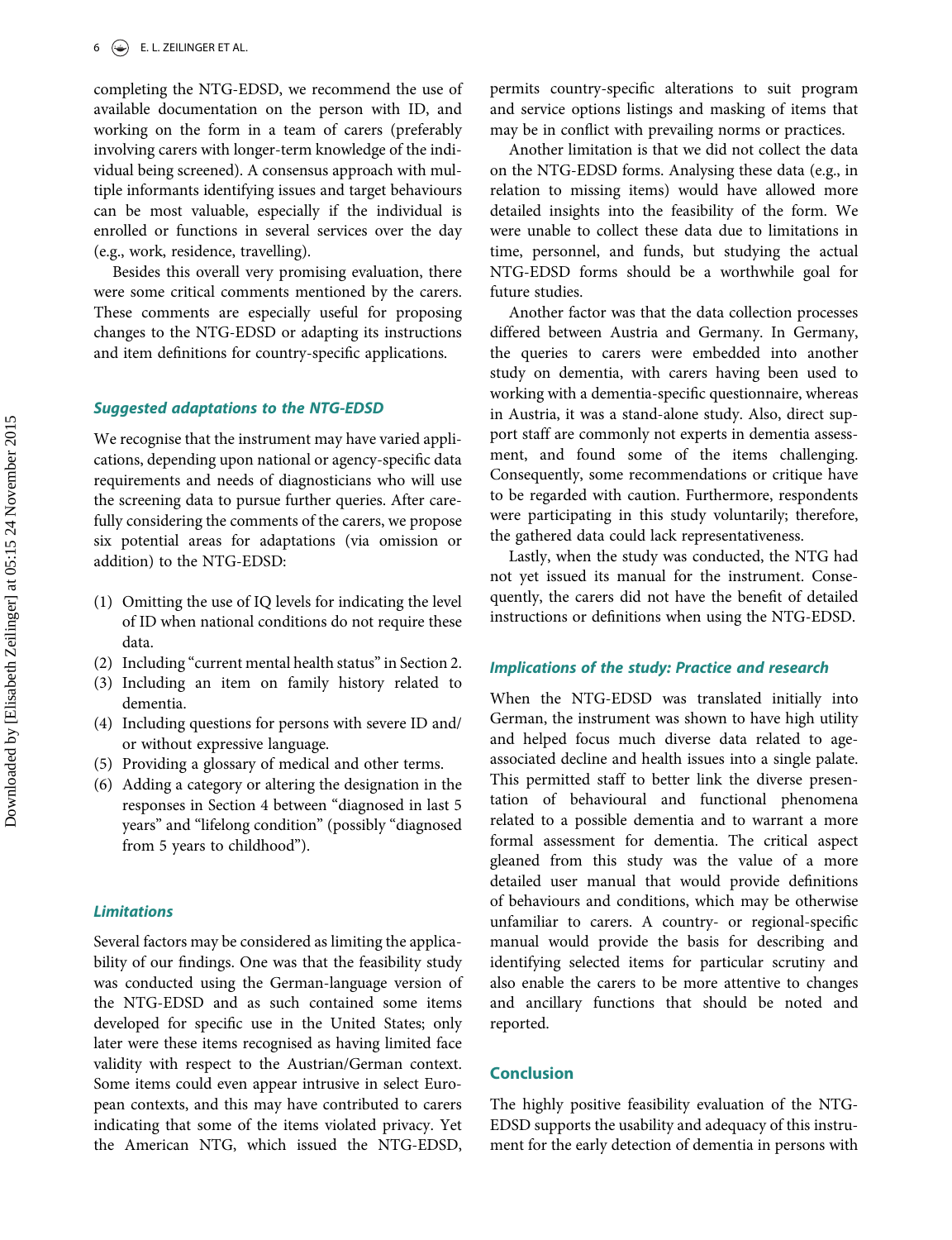completing the NTG-EDSD, we recommend the use of available documentation on the person with ID, and working on the form in a team of carers (preferably involving carers with longer-term knowledge of the individual being screened). A consensus approach with multiple informants identifying issues and target behaviours can be most valuable, especially if the individual is enrolled or functions in several services over the day (e.g., work, residence, travelling).

Besides this overall very promising evaluation, there were some critical comments mentioned by the carers. These comments are especially useful for proposing changes to the NTG-EDSD or adapting its instructions and item definitions for country-specific applications.

### *Suggested adaptations to the NTG-EDSD*

We recognise that the instrument may have varied applications, depending upon national or agency-specific data requirements and needs of diagnosticians who will use the screening data to pursue further queries. After carefully considering the comments of the carers, we propose six potential areas for adaptations (via omission or addition) to the NTG-EDSD:

1. Omitting the use of IQ levels for indicating the level of ID when national conditions do not require these data.
2. Including "current mental health status" in Section 2.
3. Including an item on family history related to dementia.
4. Including questions for persons with severe ID and/or without expressive language.
5. Providing a glossary of medical and other terms.
6. Adding a category or altering the designation in the responses in Section 4 between "diagnosed in last 5 years" and "lifelong condition" (possibly "diagnosed from 5 years to childhood").

### *Limitations*

Several factors may be considered as limiting the applicability of our findings. One was that the feasibility study was conducted using the German-language version of the NTG-EDSD and as such contained some items developed for specific use in the United States; only later were these items recognised as having limited face validity with respect to the Austrian/German context. Some items could even appear intrusive in select European contexts, and this may have contributed to carers indicating that some of the items violated privacy. Yet the American NTG, which issued the NTG-EDSD, permits country-specific alterations to suit program and service options listings and masking of items that may be in conflict with prevailing norms or practices.

Another limitation is that we did not collect the data on the NTG-EDSD forms. Analysing these data (e.g., in relation to missing items) would have allowed more detailed insights into the feasibility of the form. We were unable to collect these data due to limitations in time, personnel, and funds, but studying the actual NTG-EDSD forms should be a worthwhile goal for future studies.

Another factor was that the data collection processes differed between Austria and Germany. In Germany, the queries to carers were embedded into another study on dementia, with carers having been used to working with a dementia-specific questionnaire, whereas in Austria, it was a stand-alone study. Also, direct support staff are commonly not experts in dementia assessment, and found some of the items challenging. Consequently, some recommendations or critique have to be regarded with caution. Furthermore, respondents were participating in this study voluntarily; therefore, the gathered data could lack representativeness.

Lastly, when the study was conducted, the NTG had not yet issued its manual for the instrument. Consequently, the carers did not have the benefit of detailed instructions or definitions when using the NTG-EDSD.

### *Implications of the study: Practice and research*

When the NTG-EDSD was translated initially into German, the instrument was shown to have high utility and helped focus much diverse data related to age-associated decline and health issues into a single palate. This permitted staff to better link the diverse presentation of behavioural and functional phenomena related to a possible dementia and to warrant a more formal assessment for dementia. The critical aspect gleaned from this study was the value of a more detailed user manual that would provide definitions of behaviours and conditions, which may be otherwise unfamiliar to carers. A country- or regional-specific manual would provide the basis for describing and identifying selected items for particular scrutiny and also enable the carers to be more attentive to changes and ancillary functions that should be noted and reported.

## Conclusion

The highly positive feasibility evaluation of the NTG-EDSD supports the usability and adequacy of this instrument for the early detection of dementia in persons with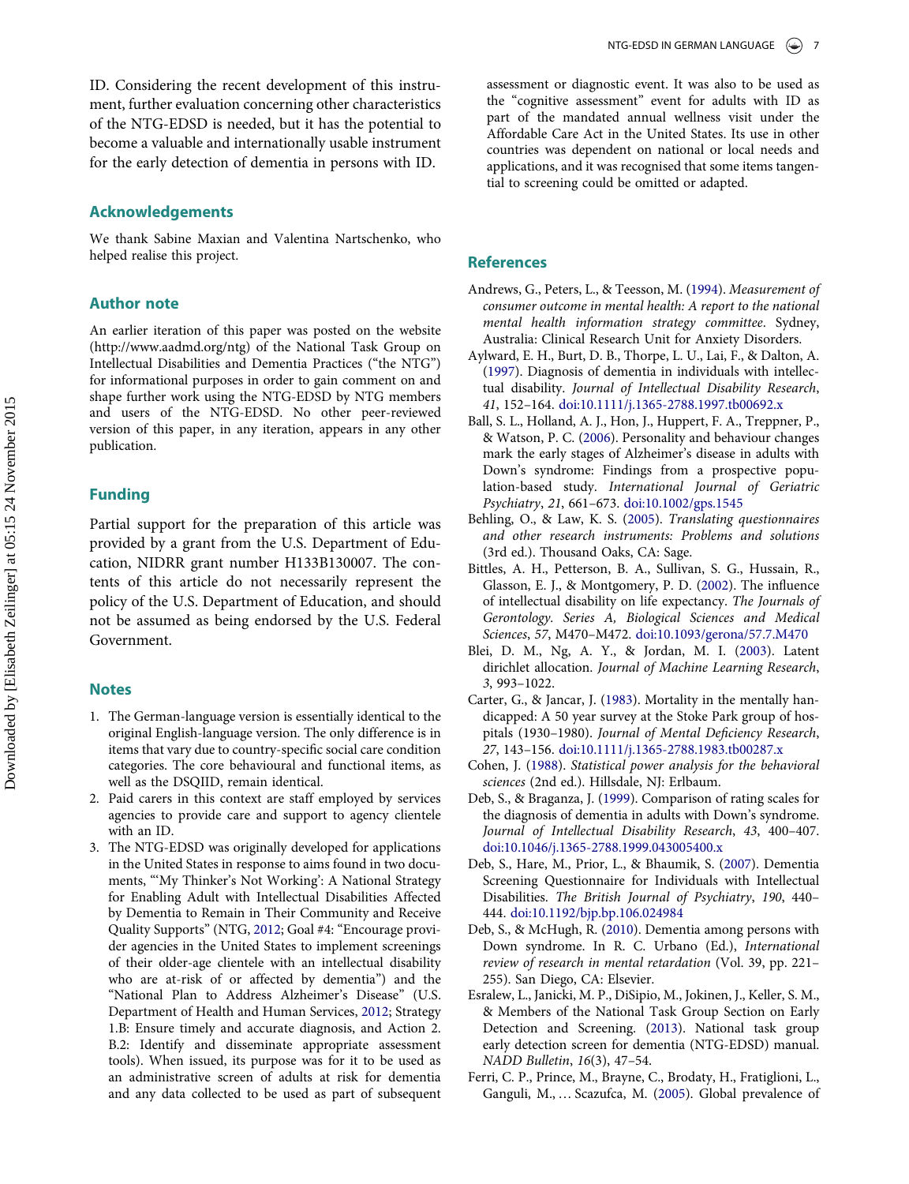ID. Considering the recent development of this instrument, further evaluation concerning other characteristics of the NTG-EDSD is needed, but it has the potential to become a valuable and internationally usable instrument for the early detection of dementia in persons with ID.

## Acknowledgements

We thank Sabine Maxian and Valentina Nartschenko, who helped realise this project.

## Author note

An earlier iteration of this paper was posted on the website (http://www.aadmd.org/ntg) of the National Task Group on Intellectual Disabilities and Dementia Practices ("the NTG") for informational purposes in order to gain comment on and shape further work using the NTG-EDSD by NTG members and users of the NTG-EDSD. No other peer-reviewed version of this paper, in any iteration, appears in any other publication.

## Funding

Partial support for the preparation of this article was provided by a grant from the U.S. Department of Education, NIDRR grant number H133B130007. The contents of this article do not necessarily represent the policy of the U.S. Department of Education, and should not be assumed as being endorsed by the U.S. Federal Government.

## Notes

1. The German-language version is essentially identical to the original English-language version. The only difference is in items that vary due to country-specific social care condition categories. The core behavioural and functional items, as well as the DSQIID, remain identical.
2. Paid carers in this context are staff employed by services agencies to provide care and support to agency clientele with an ID.
3. The NTG-EDSD was originally developed for applications in the United States in response to aims found in two documents, "'My Thinker's Not Working': A National Strategy for Enabling Adult with Intellectual Disabilities Affected by Dementia to Remain in Their Community and Receive Quality Supports" (NTG, 2012; Goal #4: "Encourage provider agencies in the United States to implement screenings of their older-age clientele with an intellectual disability who are at-risk of or affected by dementia") and the "National Plan to Address Alzheimer's Disease" (U.S. Department of Health and Human Services, 2012; Strategy 1.B: Ensure timely and accurate diagnosis, and Action 2. B.2: Identify and disseminate appropriate assessment tools). When issued, its purpose was for it to be used as an administrative screen of adults at risk for dementia and any data collected to be used as part of subsequent assessment or diagnostic event. It was also to be used as the "cognitive assessment" event for adults with ID as part of the mandated annual wellness visit under the Affordable Care Act in the United States. Its use in other countries was dependent on national or local needs and applications, and it was recognised that some items tangential to screening could be omitted or adapted.

## References

Andrews, G., Peters, L., & Teesson, M. (1994). *Measurement of consumer outcome in mental health: A report to the national mental health information strategy committee*. Sydney, Australia: Clinical Research Unit for Anxiety Disorders.

Aylward, E. H., Burt, D. B., Thorpe, L. U., Lai, F., & Dalton, A. (1997). Diagnosis of dementia in individuals with intellectual disability. *Journal of Intellectual Disability Research*, *41*, 152–164. doi:10.1111/j.1365-2788.1997.tb00692.x

Ball, S. L., Holland, A. J., Hon, J., Huppert, F. A., Treppner, P., & Watson, P. C. (2006). Personality and behaviour changes mark the early stages of Alzheimer's disease in adults with Down's syndrome: Findings from a prospective population-based study. *International Journal of Geriatric Psychiatry*, *21*, 661–673. doi:10.1002/gps.1545

Behling, O., & Law, K. S. (2005). *Translating questionnaires and other research instruments: Problems and solutions* (3rd ed.). Thousand Oaks, CA: Sage.

Bittles, A. H., Petterson, B. A., Sullivan, S. G., Hussain, R., Glasson, E. J., & Montgomery, P. D. (2002). The influence of intellectual disability on life expectancy. *The Journals of Gerontology. Series A, Biological Sciences and Medical Sciences*, *57*, M470–M472. doi:10.1093/gerona/57.7.M470

Blei, D. M., Ng, A. Y., & Jordan, M. I. (2003). Latent dirichlet allocation. *Journal of Machine Learning Research*, *3*, 993–1022.

Carter, G., & Jancar, J. (1983). Mortality in the mentally handicapped: A 50 year survey at the Stoke Park group of hospitals (1930–1980). *Journal of Mental Deficiency Research*, *27*, 143–156. doi:10.1111/j.1365-2788.1983.tb00287.x

Cohen, J. (1988). *Statistical power analysis for the behavioral sciences* (2nd ed.). Hillsdale, NJ: Erlbaum.

Deb, S., & Braganza, J. (1999). Comparison of rating scales for the diagnosis of dementia in adults with Down's syndrome. *Journal of Intellectual Disability Research*, *43*, 400–407. doi:10.1046/j.1365-2788.1999.043005400.x

Deb, S., Hare, M., Prior, L., & Bhaumik, S. (2007). Dementia Screening Questionnaire for Individuals with Intellectual Disabilities. *The British Journal of Psychiatry*, *190*, 440–444. doi:10.1192/bjp.bp.106.024984

Deb, S., & McHugh, R. (2010). Dementia among persons with Down syndrome. In R. C. Urbano (Ed.), *International review of research in mental retardation* (Vol. 39, pp. 221–255). San Diego, CA: Elsevier.

Esralew, L., Janicki, M. P., DiSipio, M., Jokinen, J., Keller, S. M., & Members of the National Task Group Section on Early Detection and Screening. (2013). National task group early detection screen for dementia (NTG-EDSD) manual. *NADD Bulletin*, *16*(3), 47–54.

Ferri, C. P., Prince, M., Brayne, C., Brodaty, H., Fratiglioni, L., Ganguli, M., … Scazufca, M. (2005). Global prevalence of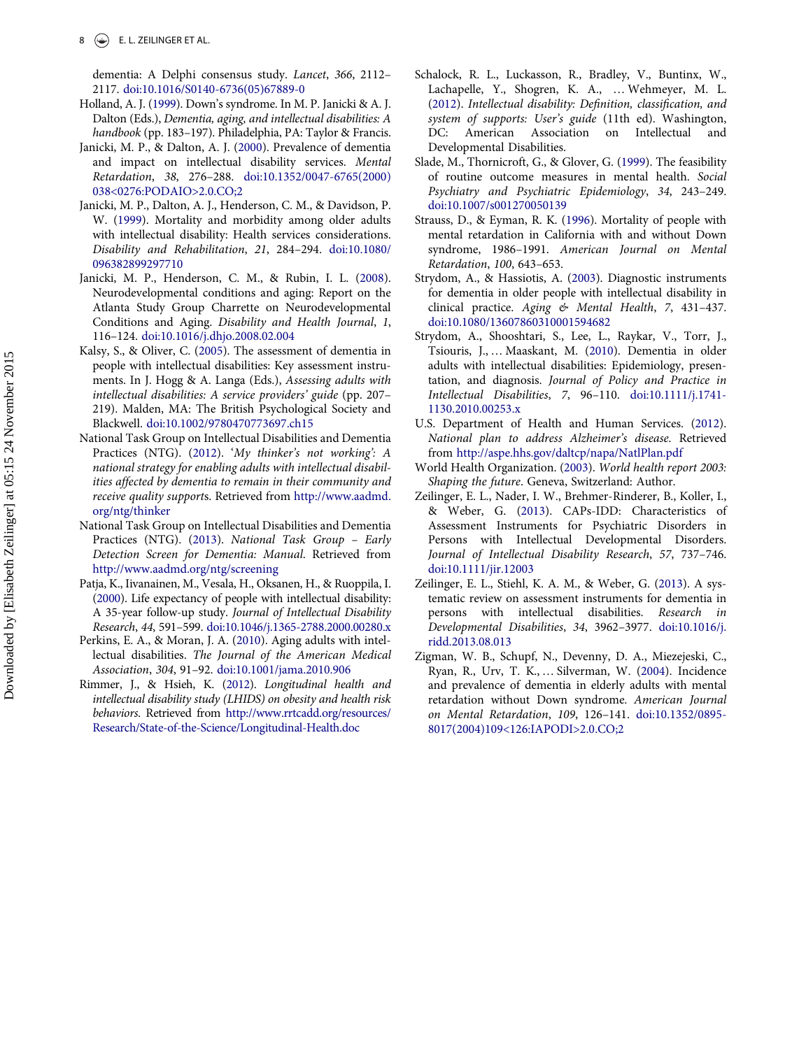dementia: A Delphi consensus study. *Lancet*, *366*, 2112–2117. doi:10.1016/S0140-6736(05)67889-0

Holland, A. J. (1999). Down's syndrome. In M. P. Janicki & A. J. Dalton (Eds.), *Dementia, aging, and intellectual disabilities: A handbook* (pp. 183–197). Philadelphia, PA: Taylor & Francis.

Janicki, M. P., & Dalton, A. J. (2000). Prevalence of dementia and impact on intellectual disability services. *Mental Retardation*, *38*, 276–288. doi:10.1352/0047-6765(2000)038<0276:PODAIO>2.0.CO;2

Janicki, M. P., Dalton, A. J., Henderson, C. M., & Davidson, P. W. (1999). Mortality and morbidity among older adults with intellectual disability: Health services considerations. *Disability and Rehabilitation*, *21*, 284–294. doi:10.1080/096382899297710

Janicki, M. P., Henderson, C. M., & Rubin, I. L. (2008). Neurodevelopmental conditions and aging: Report on the Atlanta Study Group Charrette on Neurodevelopmental Conditions and Aging. *Disability and Health Journal*, *1*, 116–124. doi:10.1016/j.dhjo.2008.02.004

Kalsy, S., & Oliver, C. (2005). The assessment of dementia in people with intellectual disabilities: Key assessment instruments. In J. Hogg & A. Langa (Eds.), *Assessing adults with intellectual disabilities: A service providers' guide* (pp. 207–219). Malden, MA: The British Psychological Society and Blackwell. doi:10.1002/9780470773697.ch15

National Task Group on Intellectual Disabilities and Dementia Practices (NTG). (2012). *'My thinker's not working': A national strategy for enabling adults with intellectual disabilities affected by dementia to remain in their community and receive quality support*s. Retrieved from http://www.aadmd.org/ntg/thinker

National Task Group on Intellectual Disabilities and Dementia Practices (NTG). (2013). *National Task Group – Early Detection Screen for Dementia: Manual*. Retrieved from http://www.aadmd.org/ntg/screening

Patja, K., Iivanainen, M., Vesala, H., Oksanen, H., & Ruoppila, I. (2000). Life expectancy of people with intellectual disability: A 35-year follow-up study. *Journal of Intellectual Disability Research*, *44*, 591–599. doi:10.1046/j.1365-2788.2000.00280.x

Perkins, E. A., & Moran, J. A. (2010). Aging adults with intellectual disabilities. *The Journal of the American Medical Association*, *304*, 91–92. doi:10.1001/jama.2010.906

Rimmer, J., & Hsieh, K. (2012). *Longitudinal health and intellectual disability study (LHIDS) on obesity and health risk behaviors*. Retrieved from http://www.rrtcadd.org/resources/Research/State-of-the-Science/Longitudinal-Health.doc

Schalock, R. L., Luckasson, R., Bradley, V., Buntinx, W., Lachapelle, Y., Shogren, K. A., … Wehmeyer, M. L. (2012). *Intellectual disability: Definition, classification, and system of supports: User's guide* (11th ed). Washington, DC: American Association on Intellectual and Developmental Disabilities.

Slade, M., Thornicroft, G., & Glover, G. (1999). The feasibility of routine outcome measures in mental health. *Social Psychiatry and Psychiatric Epidemiology*, *34*, 243–249. doi:10.1007/s001270050139

Strauss, D., & Eyman, R. K. (1996). Mortality of people with mental retardation in California with and without Down syndrome, 1986–1991. *American Journal on Mental Retardation*, *100*, 643–653.

Strydom, A., & Hassiotis, A. (2003). Diagnostic instruments for dementia in older people with intellectual disability in clinical practice. *Aging & Mental Health*, *7*, 431–437. doi:10.1080/13607860310001594682

Strydom, A., Shooshtari, S., Lee, L., Raykar, V., Torr, J., Tsiouris, J., … Maaskant, M. (2010). Dementia in older adults with intellectual disabilities: Epidemiology, presentation, and diagnosis. *Journal of Policy and Practice in Intellectual Disabilities*, *7*, 96–110. doi:10.1111/j.1741-1130.2010.00253.x

U.S. Department of Health and Human Services. (2012). *National plan to address Alzheimer's disease*. Retrieved from http://aspe.hhs.gov/daltcp/napa/NatlPlan.pdf

World Health Organization. (2003). *World health report 2003: Shaping the future*. Geneva, Switzerland: Author.

Zeilinger, E. L., Nader, I. W., Brehmer-Rinderer, B., Koller, I., & Weber, G. (2013). CAPs-IDD: Characteristics of Assessment Instruments for Psychiatric Disorders in Persons with Intellectual Developmental Disorders. *Journal of Intellectual Disability Research*, *57*, 737–746. doi:10.1111/jir.12003

Zeilinger, E. L., Stiehl, K. A. M., & Weber, G. (2013). A systematic review on assessment instruments for dementia in persons with intellectual disabilities. *Research in Developmental Disabilities*, *34*, 3962–3977. doi:10.1016/j.ridd.2013.08.013

Zigman, W. B., Schupf, N., Devenny, D. A., Miezejeski, C., Ryan, R., Urv, T. K., … Silverman, W. (2004). Incidence and prevalence of dementia in elderly adults with mental retardation without Down syndrome. *American Journal on Mental Retardation*, *109*, 126–141. doi:10.1352/0895-8017(2004)109<126:IAPODI>2.0.CO;2